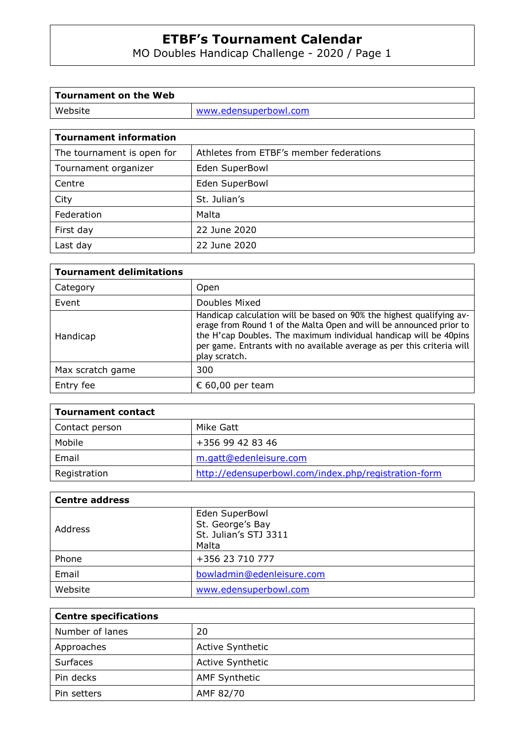# ETBF's Tournament Calendar

MO Doubles Handicap Challenge - 2020 / Page 1

| Tournament on the Web | |
|---|---|
| Website | www.edensuperbowl.com |

| Tournament information | |
|---|---|
| The tournament is open for | Athletes from ETBF's member federations |
| Tournament organizer | Eden SuperBowl |
| Centre | Eden SuperBowl |
| City | St. Julian's |
| Federation | Malta |
| First day | 22 June 2020 |
| Last day | 22 June 2020 |

| Tournament delimitations | |
|---|---|
| Category | Open |
| Event | Doubles Mixed |
| Handicap | Handicap calculation will be based on 90% the highest qualifying average from Round 1 of the Malta Open and will be announced prior to the H'cap Doubles. The maximum individual handicap will be 40pins per game. Entrants with no available average as per this criteria will play scratch. |
| Max scratch game | 300 |
| Entry fee | € 60,00 per team |

| Tournament contact | |
|---|---|
| Contact person | Mike Gatt |
| Mobile | +356 99 42 83 46 |
| Email | m.gatt@edenleisure.com |
| Registration | http://edensuperbowl.com/index.php/registration-form |

| Centre address | |
|---|---|
| Address | Eden SuperBowl<br>St. George's Bay<br>St. Julian's STJ 3311<br>Malta |
| Phone | +356 23 710 777 |
| Email | bowladmin@edenleisure.com |
| Website | www.edensuperbowl.com |

| Centre specifications | |
|---|---|
| Number of lanes | 20 |
| Approaches | Active Synthetic |
| Surfaces | Active Synthetic |
| Pin decks | AMF Synthetic |
| Pin setters | AMF 82/70 |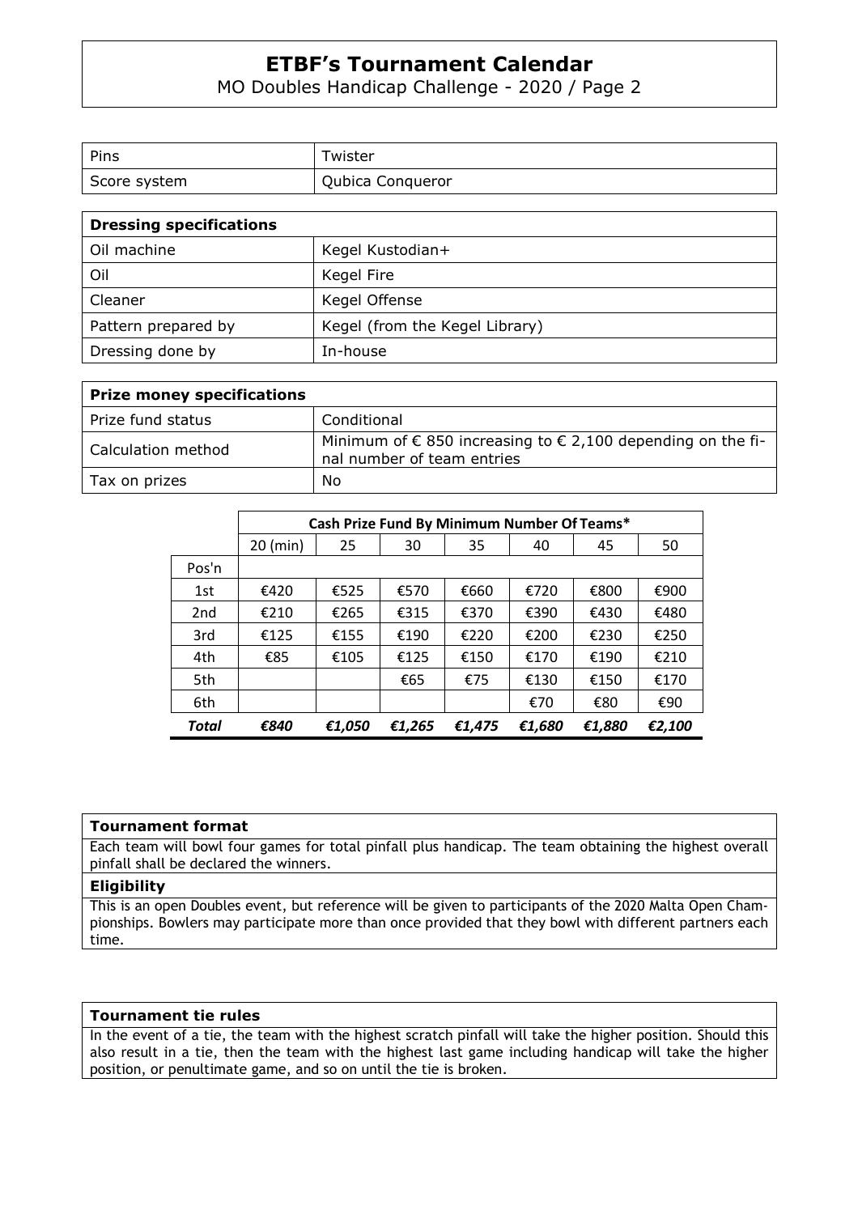| Pins | Twister |
| --- | --- |
| Score system | Qubica Conqueror |

| **Dressing specifications** | |
| --- | --- |
| Oil machine | Kegel Kustodian+ |
| Oil | Kegel Fire |
| Cleaner | Kegel Offense |
| Pattern prepared by | Kegel (from the Kegel Library) |
| Dressing done by | In-house |

| **Prize money specifications** | |
| --- | --- |
| Prize fund status | Conditional |
| Calculation method | Minimum of € 850 increasing to € 2,100 depending on the final number of team entries |
| Tax on prizes | No |

| | **Cash Prize Fund By Minimum Number Of Teams*** | | | | | | |
| --- | --- | --- | --- | --- | --- | --- | --- |
| | 20 (min) | 25 | 30 | 35 | 40 | 45 | 50 |
| Pos'n | | | | | | | |
| 1st | €420 | €525 | €570 | €660 | €720 | €800 | €900 |
| 2nd | €210 | €265 | €315 | €370 | €390 | €430 | €480 |
| 3rd | €125 | €155 | €190 | €220 | €200 | €230 | €250 |
| 4th | €85 | €105 | €125 | €150 | €170 | €190 | €210 |
| 5th | | | €65 | €75 | €130 | €150 | €170 |
| 6th | | | | | €70 | €80 | €90 |
| ***Total*** | ***€840*** | ***€1,050*** | ***€1,265*** | ***€1,475*** | ***€1,680*** | ***€1,880*** | ***€2,100*** |

**Tournament format**

Each team will bowl four games for total pinfall plus handicap. The team obtaining the highest overall pinfall shall be declared the winners.

**Eligibility**

This is an open Doubles event, but reference will be given to participants of the 2020 Malta Open Championships. Bowlers may participate more than once provided that they bowl with different partners each time.

**Tournament tie rules**

In the event of a tie, the team with the highest scratch pinfall will take the higher position. Should this also result in a tie, then the team with the highest last game including handicap will take the higher position, or penultimate game, and so on until the tie is broken.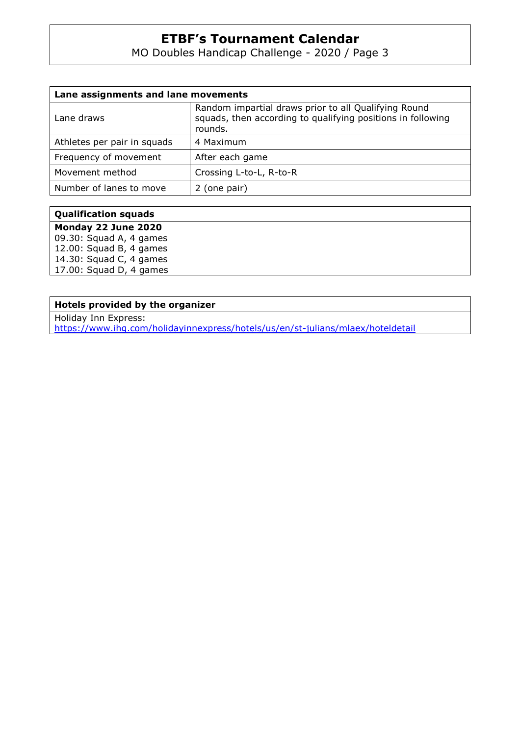| Lane assignments and lane movements | |
|---|---|
| Lane draws | Random impartial draws prior to all Qualifying Round squads, then according to qualifying positions in following rounds. |
| Athletes per pair in squads | 4 Maximum |
| Frequency of movement | After each game |
| Movement method | Crossing L-to-L, R-to-R |
| Number of lanes to move | 2 (one pair) |

**Qualification squads**

**Monday 22 June 2020**
09.30: Squad A, 4 games
12.00: Squad B, 4 games
14.30: Squad C, 4 games
17.00: Squad D, 4 games

**Hotels provided by the organizer**

Holiday Inn Express:
https://www.ihg.com/holidayinnexpress/hotels/us/en/st-julians/mlaex/hoteldetail